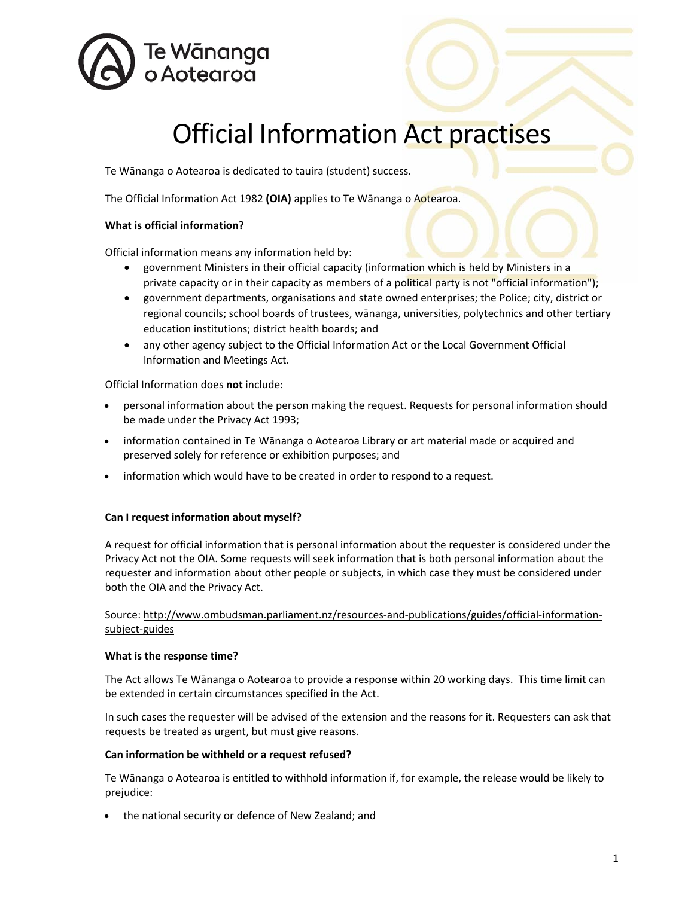Te Wānanga o Aotearoa

# Official Information Act practises

Te Wānanga o Aotearoa is dedicated to tauira (student) success.

The Official Information Act 1982 **(OIA)** applies to Te Wānanga o Aotearoa.

**What is official information?**

Official information means any information held by:

- government Ministers in their official capacity (information which is held by Ministers in a private capacity or in their capacity as members of a political party is not "official information");
- government departments, organisations and state owned enterprises; the Police; city, district or regional councils; school boards of trustees, wānanga, universities, polytechnics and other tertiary education institutions; district health boards; and
- any other agency subject to the Official Information Act or the Local Government Official Information and Meetings Act.

Official Information does **not** include:

- personal information about the person making the request. Requests for personal information should be made under the Privacy Act 1993;
- information contained in Te Wānanga o Aotearoa Library or art material made or acquired and preserved solely for reference or exhibition purposes; and
- information which would have to be created in order to respond to a request.

**Can I request information about myself?**

A request for official information that is personal information about the requester is considered under the Privacy Act not the OIA. Some requests will seek information that is both personal information about the requester and information about other people or subjects, in which case they must be considered under both the OIA and the Privacy Act.

Source: http://www.ombudsman.parliament.nz/resources-and-publications/guides/official-information-subject-guides

**What is the response time?**

The Act allows Te Wānanga o Aotearoa to provide a response within 20 working days. This time limit can be extended in certain circumstances specified in the Act.

In such cases the requester will be advised of the extension and the reasons for it. Requesters can ask that requests be treated as urgent, but must give reasons.

**Can information be withheld or a request refused?**

Te Wānanga o Aotearoa is entitled to withhold information if, for example, the release would be likely to prejudice:

- the national security or defence of New Zealand; and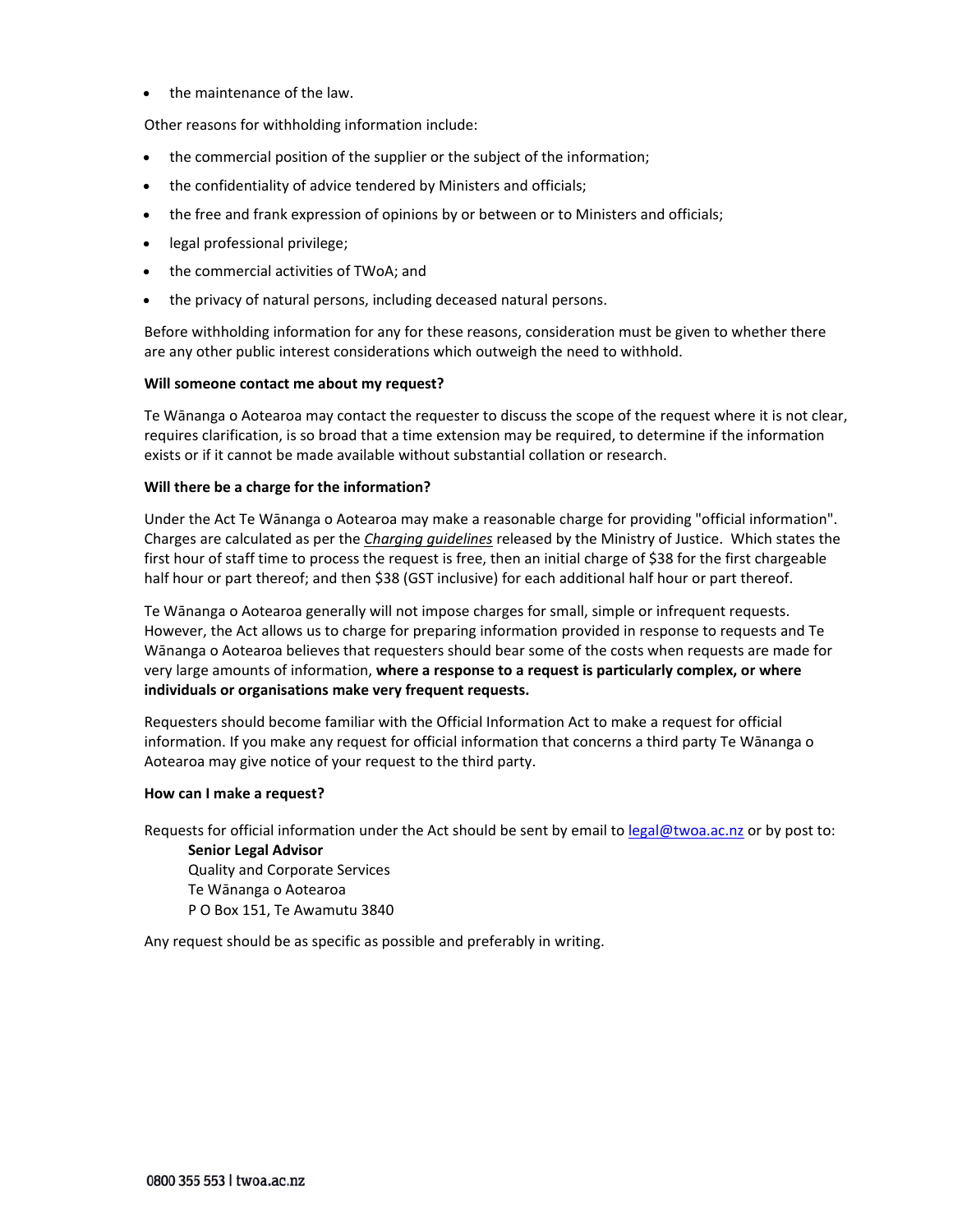- the maintenance of the law.

Other reasons for withholding information include:

- the commercial position of the supplier or the subject of the information;
- the confidentiality of advice tendered by Ministers and officials;
- the free and frank expression of opinions by or between or to Ministers and officials;
- legal professional privilege;
- the commercial activities of TWoA; and
- the privacy of natural persons, including deceased natural persons.

Before withholding information for any for these reasons, consideration must be given to whether there are any other public interest considerations which outweigh the need to withhold.

**Will someone contact me about my request?**

Te Wānanga o Aotearoa may contact the requester to discuss the scope of the request where it is not clear, requires clarification, is so broad that a time extension may be required, to determine if the information exists or if it cannot be made available without substantial collation or research.

**Will there be a charge for the information?**

Under the Act Te Wānanga o Aotearoa may make a reasonable charge for providing "official information". Charges are calculated as per the ***Charging guidelines*** released by the Ministry of Justice. Which states the first hour of staff time to process the request is free, then an initial charge of $38 for the first chargeable half hour or part thereof; and then $38 (GST inclusive) for each additional half hour or part thereof.

Te Wānanga o Aotearoa generally will not impose charges for small, simple or infrequent requests. However, the Act allows us to charge for preparing information provided in response to requests and Te Wānanga o Aotearoa believes that requesters should bear some of the costs when requests are made for very large amounts of information, **where a response to a request is particularly complex, or where individuals or organisations make very frequent requests.**

Requesters should become familiar with the Official Information Act to make a request for official information. If you make any request for official information that concerns a third party Te Wānanga o Aotearoa may give notice of your request to the third party.

**How can I make a request?**

Requests for official information under the Act should be sent by email to legal@twoa.ac.nz or by post to:

**Senior Legal Advisor**
Quality and Corporate Services
Te Wānanga o Aotearoa
P O Box 151, Te Awamutu 3840

Any request should be as specific as possible and preferably in writing.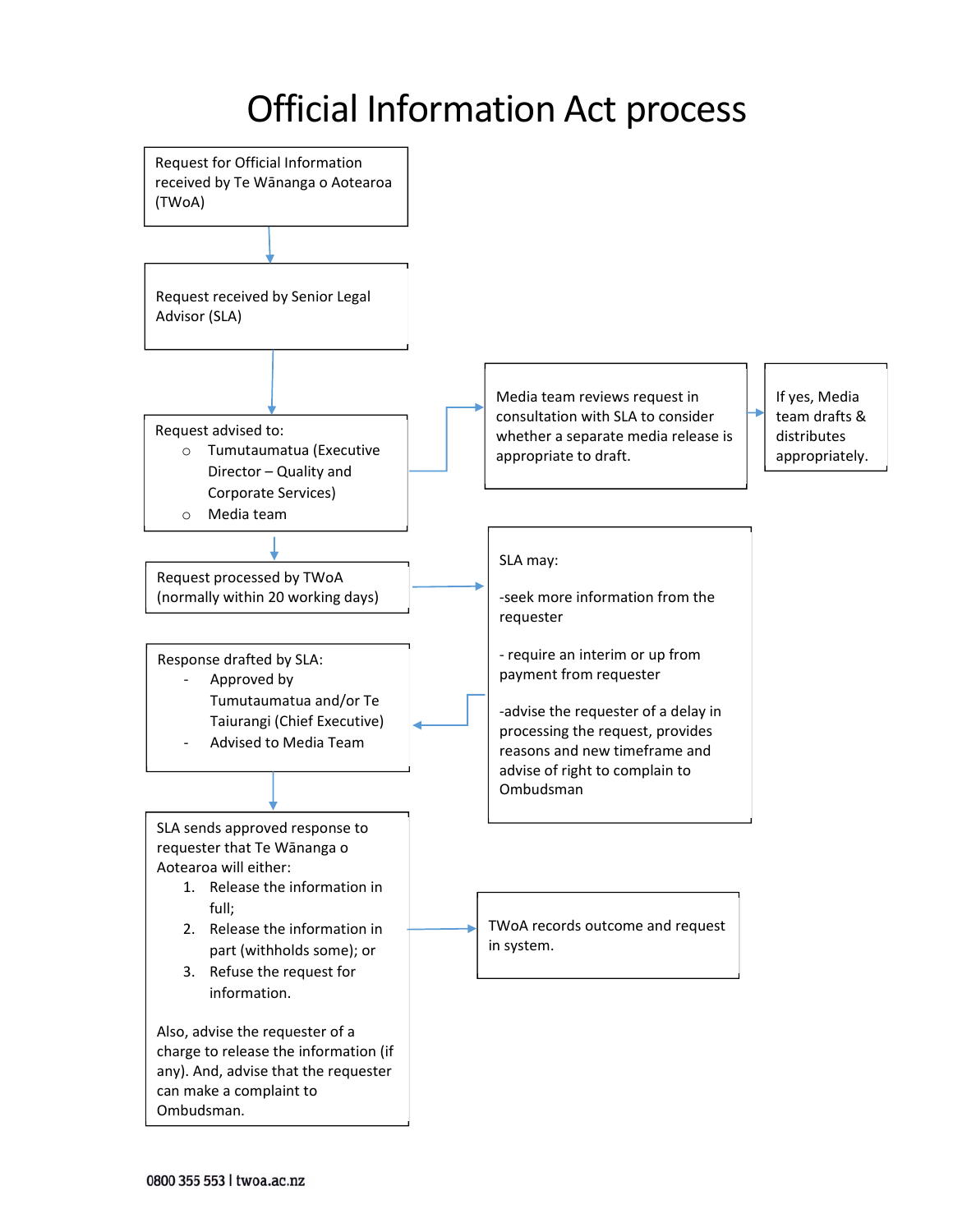# Official Information Act process

Request for Official Information received by Te Wānanga o Aotearoa (TWoA)

Request received by Senior Legal Advisor (SLA)

Request advised to:

- Tumutaumatua (Executive Director – Quality and Corporate Services)
- Media team

Media team reviews request in consultation with SLA to consider whether a separate media release is appropriate to draft.

If yes, Media team drafts & distributes appropriately.

Request processed by TWoA (normally within 20 working days)

SLA may:

-seek more information from the requester

- require an interim or up from payment from requester

-advise the requester of a delay in processing the request, provides reasons and new timeframe and advise of right to complain to Ombudsman

Response drafted by SLA:

- Approved by Tumutaumatua and/or Te Taiurangi (Chief Executive)
- Advised to Media Team

SLA sends approved response to requester that Te Wānanga o Aotearoa will either:

1. Release the information in full;
2. Release the information in part (withholds some); or
3. Refuse the request for information.

Also, advise the requester of a charge to release the information (if any). And, advise that the requester can make a complaint to Ombudsman.

TWoA records outcome and request in system.

0800 355 553 | twoa.ac.nz